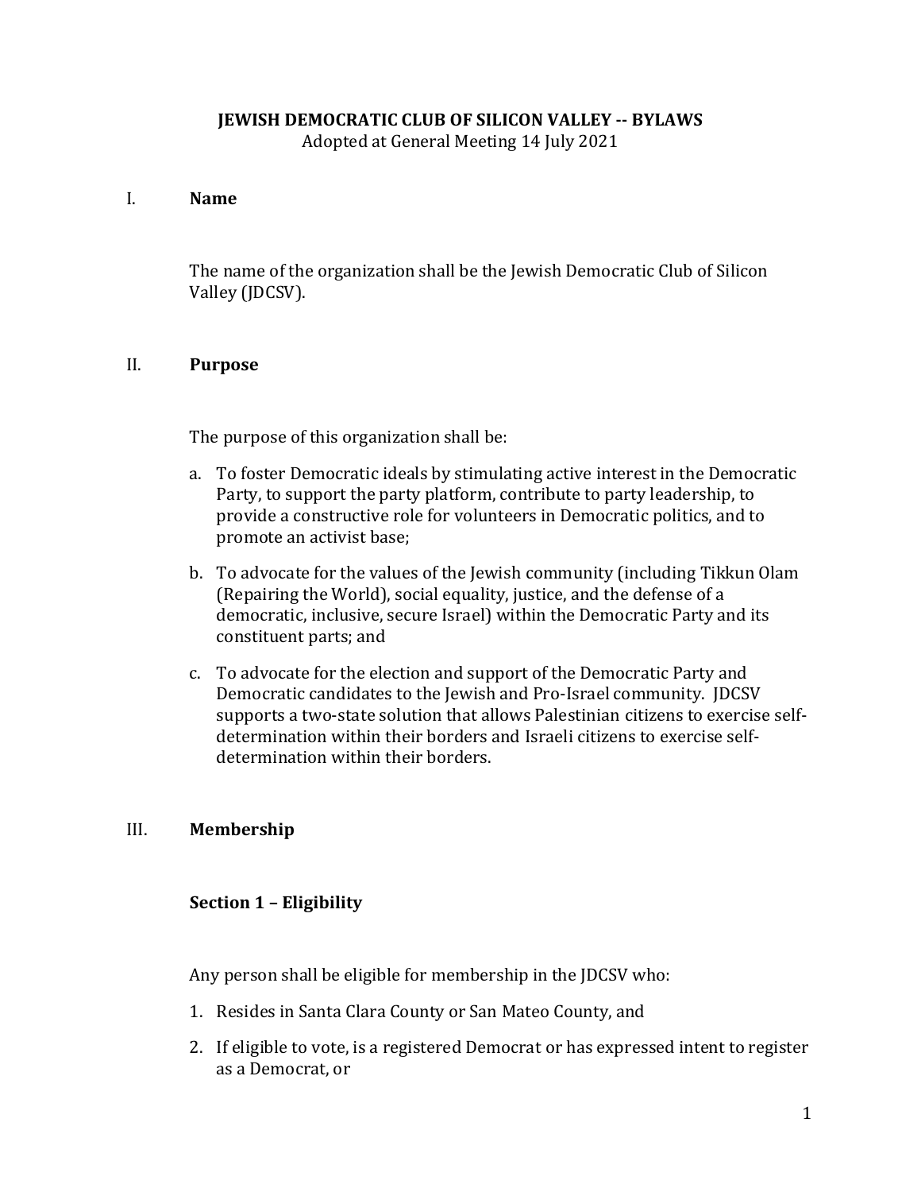**JEWISH DEMOCRATIC CLUB OF SILICON VALLEY -- BYLAWS**
Adopted at General Meeting 14 July 2021

## I. Name

The name of the organization shall be the Jewish Democratic Club of Silicon Valley (JDCSV).

## II. Purpose

The purpose of this organization shall be:

a. To foster Democratic ideals by stimulating active interest in the Democratic Party, to support the party platform, contribute to party leadership, to provide a constructive role for volunteers in Democratic politics, and to promote an activist base;

b. To advocate for the values of the Jewish community (including Tikkun Olam (Repairing the World), social equality, justice, and the defense of a democratic, inclusive, secure Israel) within the Democratic Party and its constituent parts; and

c. To advocate for the election and support of the Democratic Party and Democratic candidates to the Jewish and Pro-Israel community. JDCSV supports a two-state solution that allows Palestinian citizens to exercise self-determination within their borders and Israeli citizens to exercise self-determination within their borders.

## III. Membership

### Section 1 – Eligibility

Any person shall be eligible for membership in the JDCSV who:

1. Resides in Santa Clara County or San Mateo County, and
2. If eligible to vote, is a registered Democrat or has expressed intent to register as a Democrat, or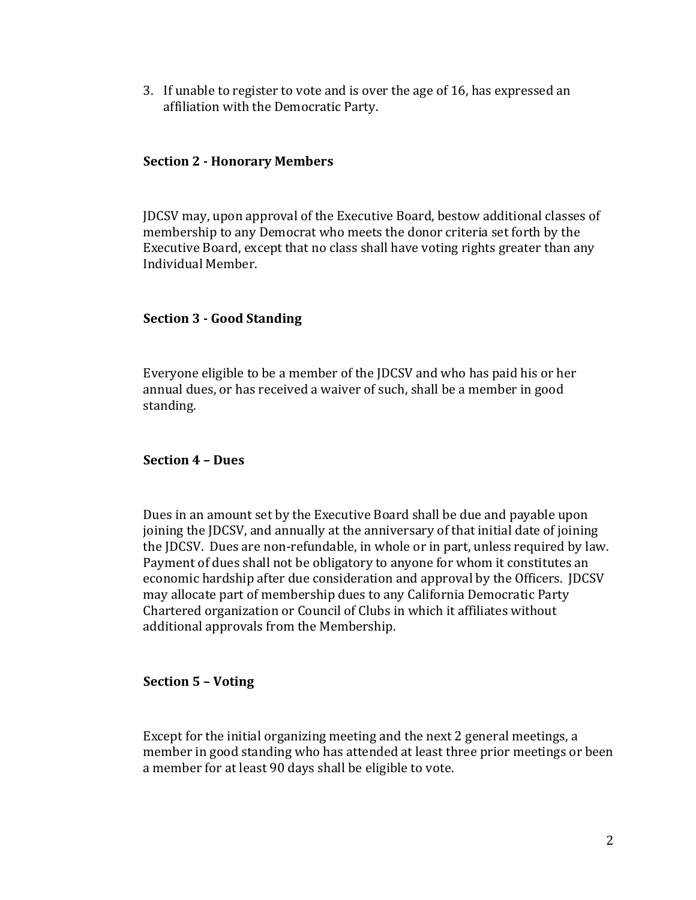3. If unable to register to vote and is over the age of 16, has expressed an affiliation with the Democratic Party.

### Section 2 - Honorary Members

JDCSV may, upon approval of the Executive Board, bestow additional classes of membership to any Democrat who meets the donor criteria set forth by the Executive Board, except that no class shall have voting rights greater than any Individual Member.

### Section 3 - Good Standing

Everyone eligible to be a member of the JDCSV and who has paid his or her annual dues, or has received a waiver of such, shall be a member in good standing.

### Section 4 – Dues

Dues in an amount set by the Executive Board shall be due and payable upon joining the JDCSV, and annually at the anniversary of that initial date of joining the JDCSV. Dues are non-refundable, in whole or in part, unless required by law. Payment of dues shall not be obligatory to anyone for whom it constitutes an economic hardship after due consideration and approval by the Officers. JDCSV may allocate part of membership dues to any California Democratic Party Chartered organization or Council of Clubs in which it affiliates without additional approvals from the Membership.

### Section 5 – Voting

Except for the initial organizing meeting and the next 2 general meetings, a member in good standing who has attended at least three prior meetings or been a member for at least 90 days shall be eligible to vote.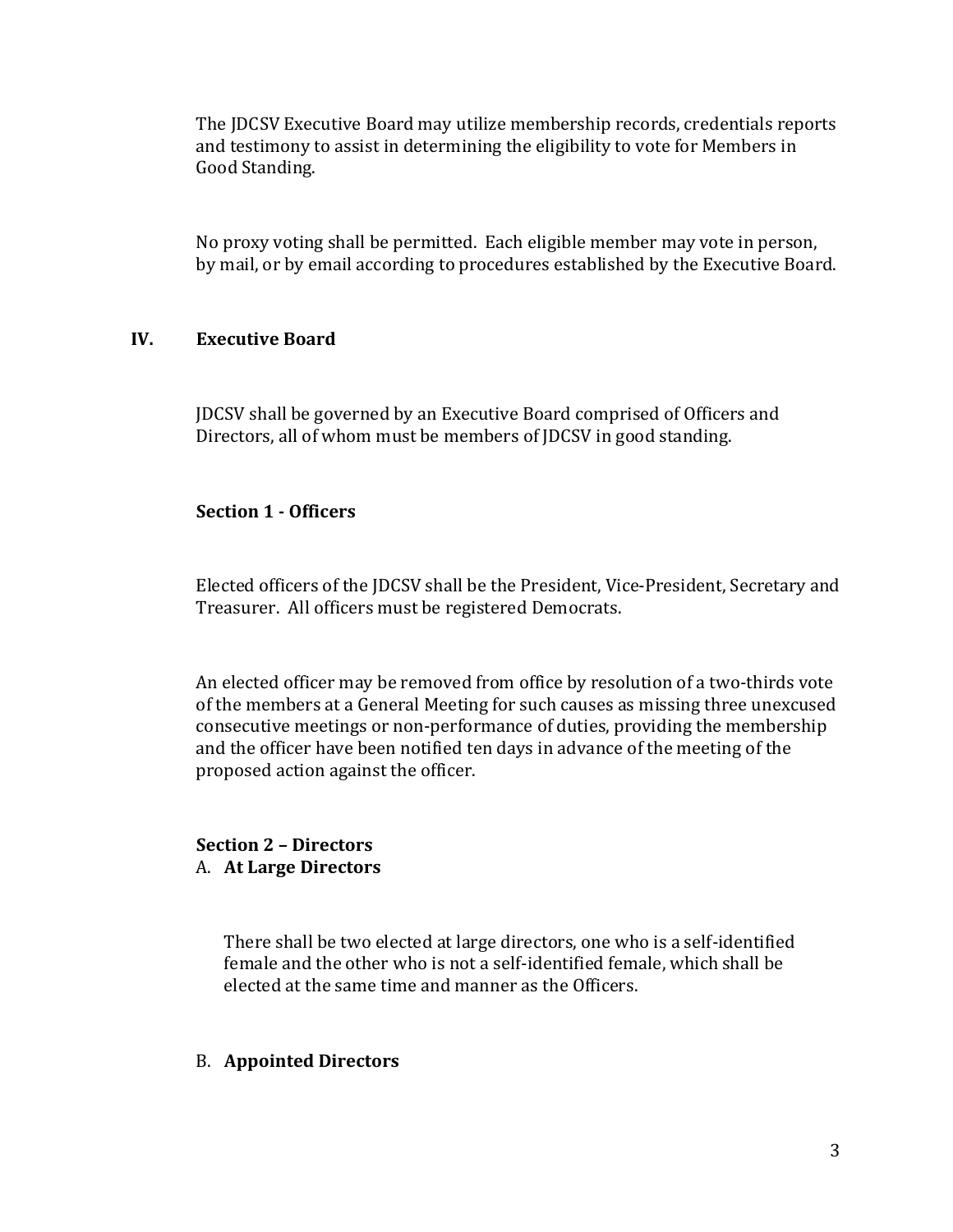The JDCSV Executive Board may utilize membership records, credentials reports and testimony to assist in determining the eligibility to vote for Members in Good Standing.

No proxy voting shall be permitted. Each eligible member may vote in person, by mail, or by email according to procedures established by the Executive Board.

## IV. Executive Board

JDCSV shall be governed by an Executive Board comprised of Officers and Directors, all of whom must be members of JDCSV in good standing.

### Section 1 - Officers

Elected officers of the JDCSV shall be the President, Vice-President, Secretary and Treasurer. All officers must be registered Democrats.

An elected officer may be removed from office by resolution of a two-thirds vote of the members at a General Meeting for such causes as missing three unexcused consecutive meetings or non-performance of duties, providing the membership and the officer have been notified ten days in advance of the meeting of the proposed action against the officer.

### Section 2 – Directors

A. **At Large Directors**

There shall be two elected at large directors, one who is a self-identified female and the other who is not a self-identified female, which shall be elected at the same time and manner as the Officers.

B. **Appointed Directors**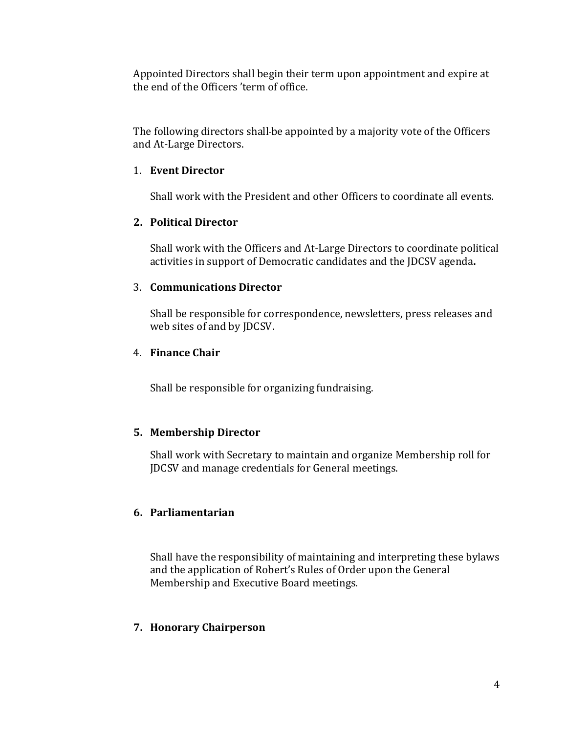Appointed Directors shall begin their term upon appointment and expire at the end of the Officers 'term of office.

The following directors shall-be appointed by a majority vote of the Officers and At-Large Directors.

1. **Event Director**

   Shall work with the President and other Officers to coordinate all events.

2. **Political Director**

   Shall work with the Officers and At-Large Directors to coordinate political activities in support of Democratic candidates and the JDCSV agenda**.**

3. **Communications Director**

   Shall be responsible for correspondence, newsletters, press releases and web sites of and by JDCSV.

4. **Finance Chair**

   Shall be responsible for organizing fundraising.

5. **Membership Director**

   Shall work with Secretary to maintain and organize Membership roll for JDCSV and manage credentials for General meetings.

6. **Parliamentarian**

   Shall have the responsibility of maintaining and interpreting these bylaws and the application of Robert's Rules of Order upon the General Membership and Executive Board meetings.

7. **Honorary Chairperson**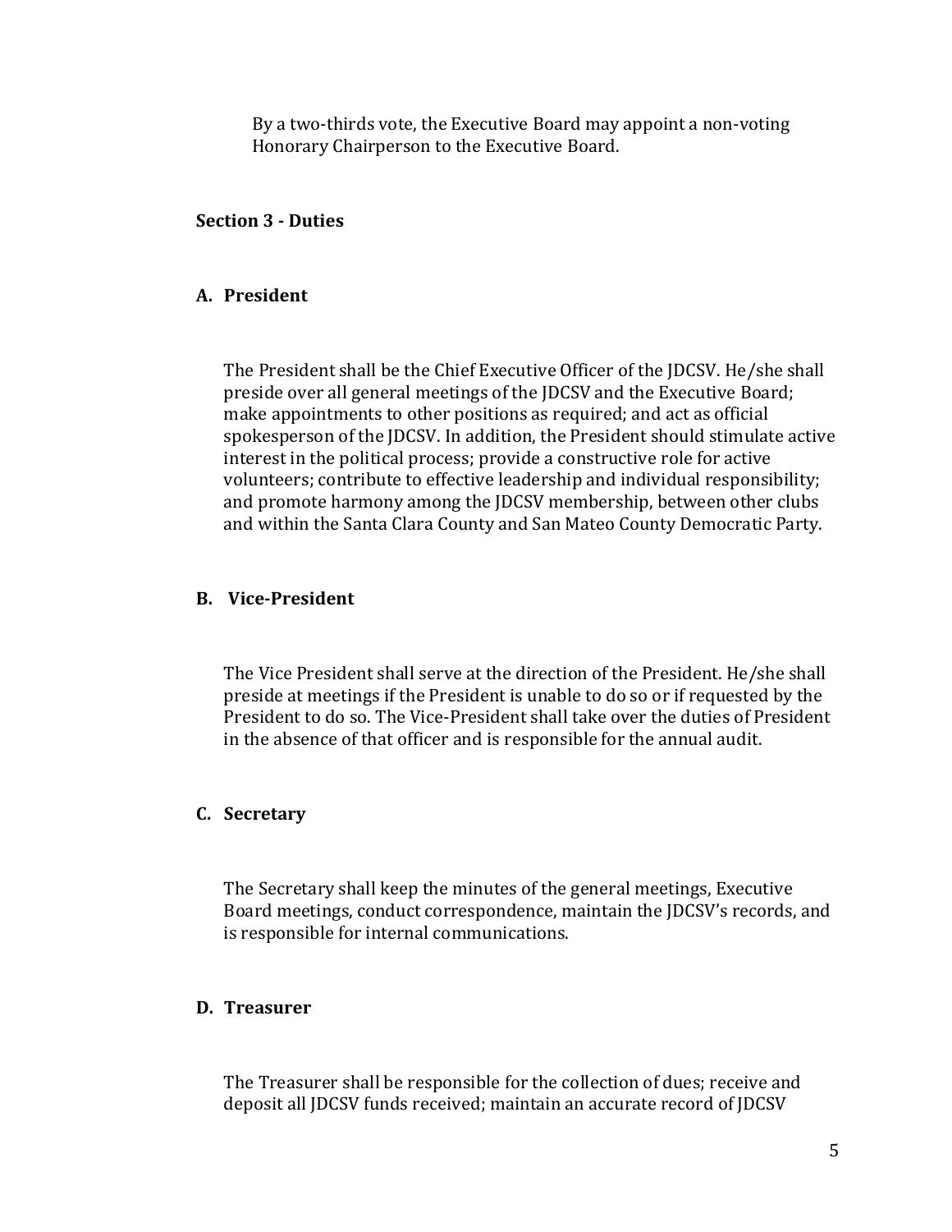By a two-thirds vote, the Executive Board may appoint a non-voting Honorary Chairperson to the Executive Board.

### Section 3 - Duties

#### A. President

The President shall be the Chief Executive Officer of the JDCSV. He/she shall preside over all general meetings of the JDCSV and the Executive Board; make appointments to other positions as required; and act as official spokesperson of the JDCSV. In addition, the President should stimulate active interest in the political process; provide a constructive role for active volunteers; contribute to effective leadership and individual responsibility; and promote harmony among the JDCSV membership, between other clubs and within the Santa Clara County and San Mateo County Democratic Party.

#### B. Vice-President

The Vice President shall serve at the direction of the President. He/she shall preside at meetings if the President is unable to do so or if requested by the President to do so. The Vice-President shall take over the duties of President in the absence of that officer and is responsible for the annual audit.

#### C. Secretary

The Secretary shall keep the minutes of the general meetings, Executive Board meetings, conduct correspondence, maintain the JDCSV's records, and is responsible for internal communications.

#### D. Treasurer

The Treasurer shall be responsible for the collection of dues; receive and deposit all JDCSV funds received; maintain an accurate record of JDCSV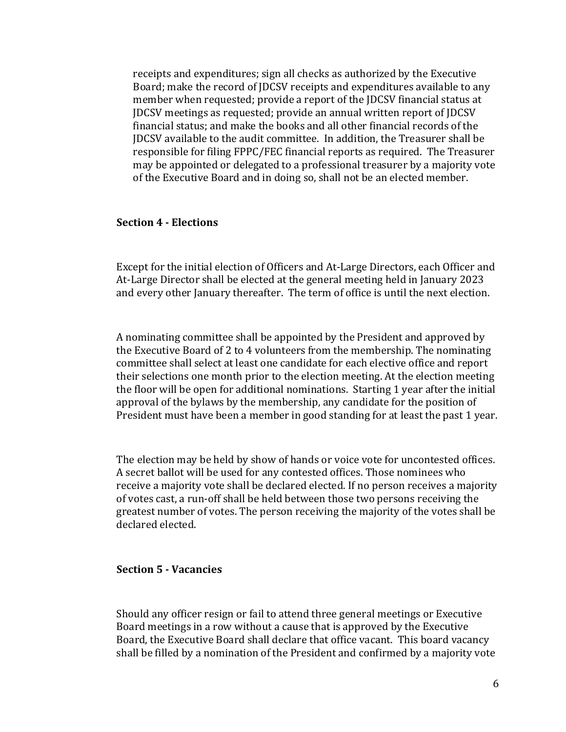receipts and expenditures; sign all checks as authorized by the Executive Board; make the record of JDCSV receipts and expenditures available to any member when requested; provide a report of the JDCSV financial status at JDCSV meetings as requested; provide an annual written report of JDCSV financial status; and make the books and all other financial records of the JDCSV available to the audit committee. In addition, the Treasurer shall be responsible for filing FPPC/FEC financial reports as required. The Treasurer may be appointed or delegated to a professional treasurer by a majority vote of the Executive Board and in doing so, shall not be an elected member.

### Section 4 - Elections

Except for the initial election of Officers and At-Large Directors, each Officer and At-Large Director shall be elected at the general meeting held in January 2023 and every other January thereafter. The term of office is until the next election.

A nominating committee shall be appointed by the President and approved by the Executive Board of 2 to 4 volunteers from the membership. The nominating committee shall select at least one candidate for each elective office and report their selections one month prior to the election meeting. At the election meeting the floor will be open for additional nominations. Starting 1 year after the initial approval of the bylaws by the membership, any candidate for the position of President must have been a member in good standing for at least the past 1 year.

The election may be held by show of hands or voice vote for uncontested offices. A secret ballot will be used for any contested offices. Those nominees who receive a majority vote shall be declared elected. If no person receives a majority of votes cast, a run-off shall be held between those two persons receiving the greatest number of votes. The person receiving the majority of the votes shall be declared elected.

### Section 5 - Vacancies

Should any officer resign or fail to attend three general meetings or Executive Board meetings in a row without a cause that is approved by the Executive Board, the Executive Board shall declare that office vacant. This board vacancy shall be filled by a nomination of the President and confirmed by a majority vote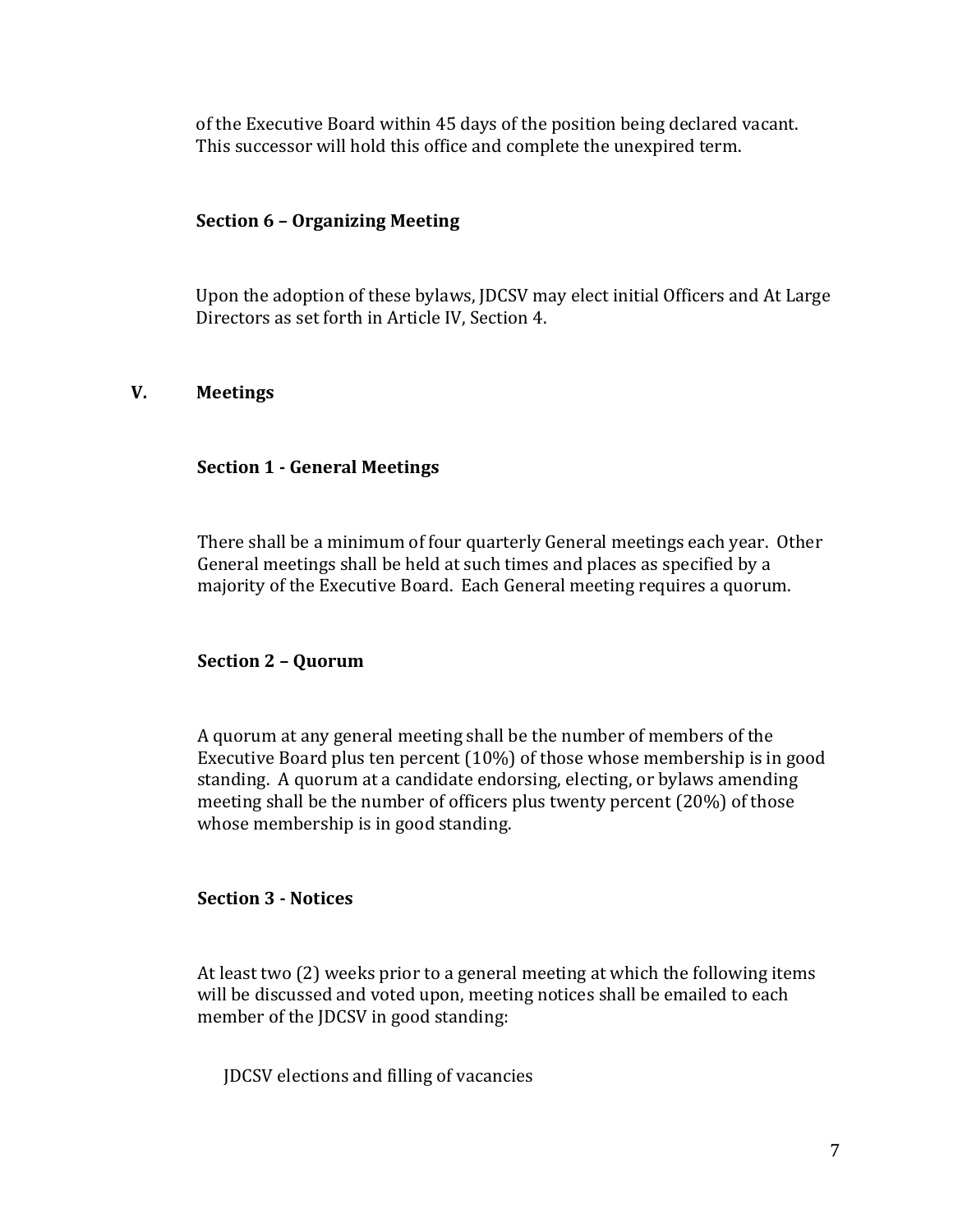of the Executive Board within 45 days of the position being declared vacant. This successor will hold this office and complete the unexpired term.

### Section 6 – Organizing Meeting

Upon the adoption of these bylaws, JDCSV may elect initial Officers and At Large Directors as set forth in Article IV, Section 4.

## V. Meetings

### Section 1 - General Meetings

There shall be a minimum of four quarterly General meetings each year. Other General meetings shall be held at such times and places as specified by a majority of the Executive Board. Each General meeting requires a quorum.

### Section 2 – Quorum

A quorum at any general meeting shall be the number of members of the Executive Board plus ten percent (10%) of those whose membership is in good standing. A quorum at a candidate endorsing, electing, or bylaws amending meeting shall be the number of officers plus twenty percent (20%) of those whose membership is in good standing.

### Section 3 - Notices

At least two (2) weeks prior to a general meeting at which the following items will be discussed and voted upon, meeting notices shall be emailed to each member of the JDCSV in good standing:

JDCSV elections and filling of vacancies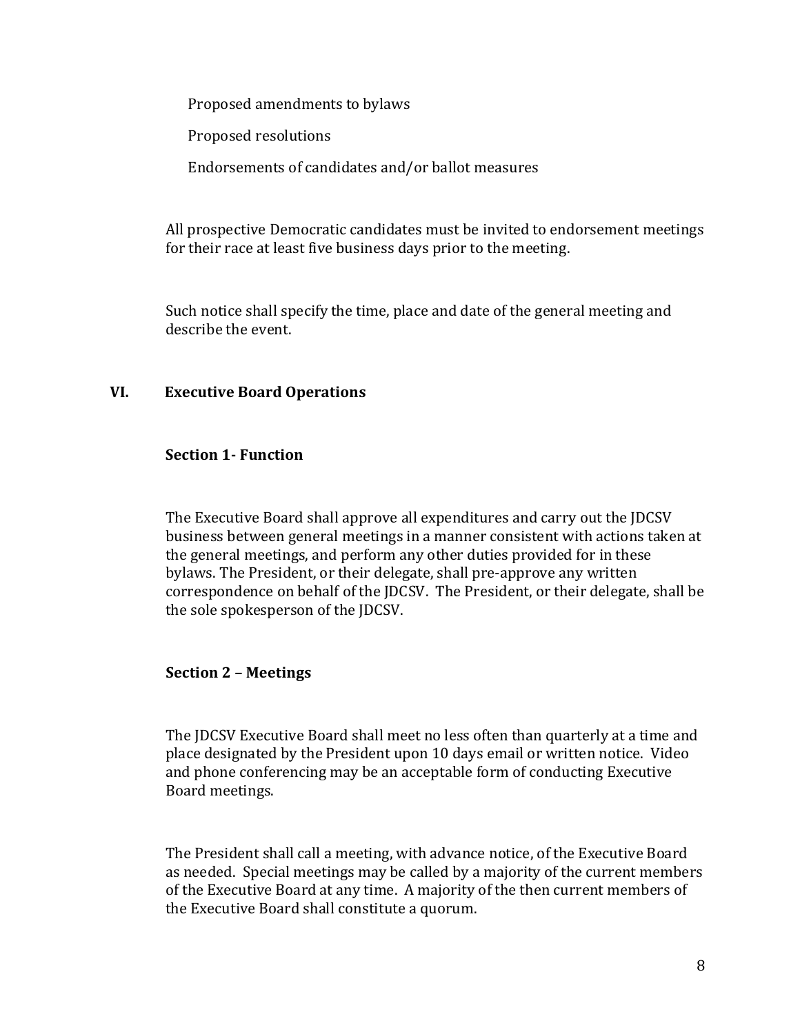Proposed amendments to bylaws

Proposed resolutions

Endorsements of candidates and/or ballot measures

All prospective Democratic candidates must be invited to endorsement meetings for their race at least five business days prior to the meeting.

Such notice shall specify the time, place and date of the general meeting and describe the event.

## VI. Executive Board Operations

### Section 1- Function

The Executive Board shall approve all expenditures and carry out the JDCSV business between general meetings in a manner consistent with actions taken at the general meetings, and perform any other duties provided for in these bylaws. The President, or their delegate, shall pre-approve any written correspondence on behalf of the JDCSV. The President, or their delegate, shall be the sole spokesperson of the JDCSV.

### Section 2 – Meetings

The JDCSV Executive Board shall meet no less often than quarterly at a time and place designated by the President upon 10 days email or written notice. Video and phone conferencing may be an acceptable form of conducting Executive Board meetings.

The President shall call a meeting, with advance notice, of the Executive Board as needed. Special meetings may be called by a majority of the current members of the Executive Board at any time. A majority of the then current members of the Executive Board shall constitute a quorum.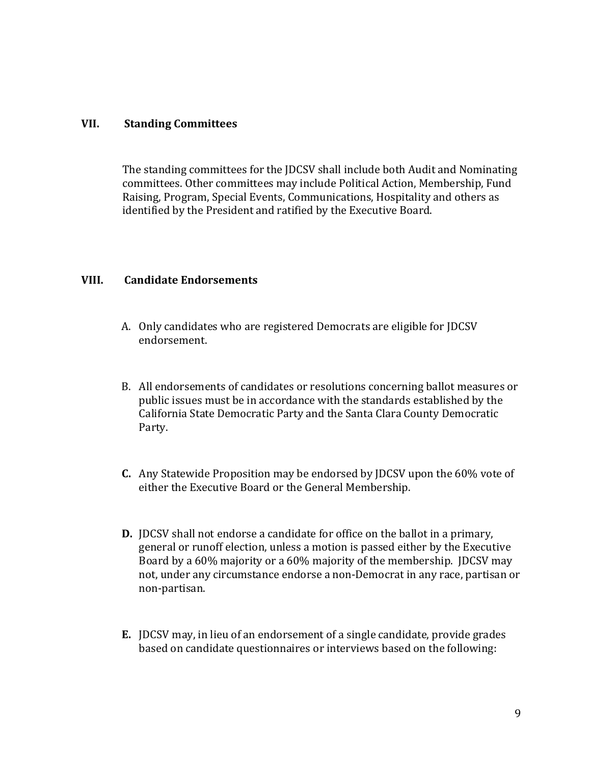## VII. Standing Committees

The standing committees for the JDCSV shall include both Audit and Nominating committees. Other committees may include Political Action, Membership, Fund Raising, Program, Special Events, Communications, Hospitality and others as identified by the President and ratified by the Executive Board.

## VIII. Candidate Endorsements

A. Only candidates who are registered Democrats are eligible for JDCSV endorsement.

B. All endorsements of candidates or resolutions concerning ballot measures or public issues must be in accordance with the standards established by the California State Democratic Party and the Santa Clara County Democratic Party.

**C.** Any Statewide Proposition may be endorsed by JDCSV upon the 60% vote of either the Executive Board or the General Membership.

**D.** JDCSV shall not endorse a candidate for office on the ballot in a primary, general or runoff election, unless a motion is passed either by the Executive Board by a 60% majority or a 60% majority of the membership. JDCSV may not, under any circumstance endorse a non-Democrat in any race, partisan or non-partisan.

**E.** JDCSV may, in lieu of an endorsement of a single candidate, provide grades based on candidate questionnaires or interviews based on the following: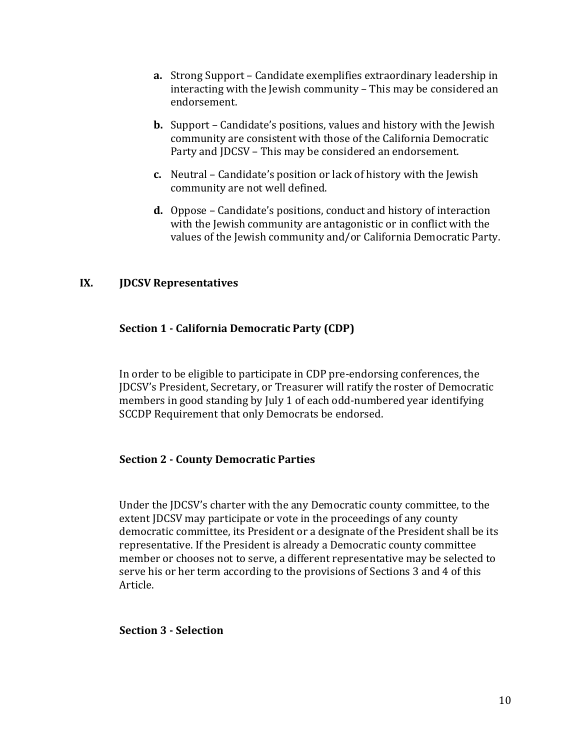- **a.** Strong Support – Candidate exemplifies extraordinary leadership in interacting with the Jewish community – This may be considered an endorsement.

- **b.** Support – Candidate's positions, values and history with the Jewish community are consistent with those of the California Democratic Party and JDCSV – This may be considered an endorsement.

- **c.** Neutral – Candidate's position or lack of history with the Jewish community are not well defined.

- **d.** Oppose – Candidate's positions, conduct and history of interaction with the Jewish community are antagonistic or in conflict with the values of the Jewish community and/or California Democratic Party.

## IX. JDCSV Representatives

### Section 1 - California Democratic Party (CDP)

In order to be eligible to participate in CDP pre-endorsing conferences, the JDCSV's President, Secretary, or Treasurer will ratify the roster of Democratic members in good standing by July 1 of each odd-numbered year identifying SCCDP Requirement that only Democrats be endorsed.

### Section 2 - County Democratic Parties

Under the JDCSV's charter with the any Democratic county committee, to the extent JDCSV may participate or vote in the proceedings of any county democratic committee, its President or a designate of the President shall be its representative. If the President is already a Democratic county committee member or chooses not to serve, a different representative may be selected to serve his or her term according to the provisions of Sections 3 and 4 of this Article.

### Section 3 - Selection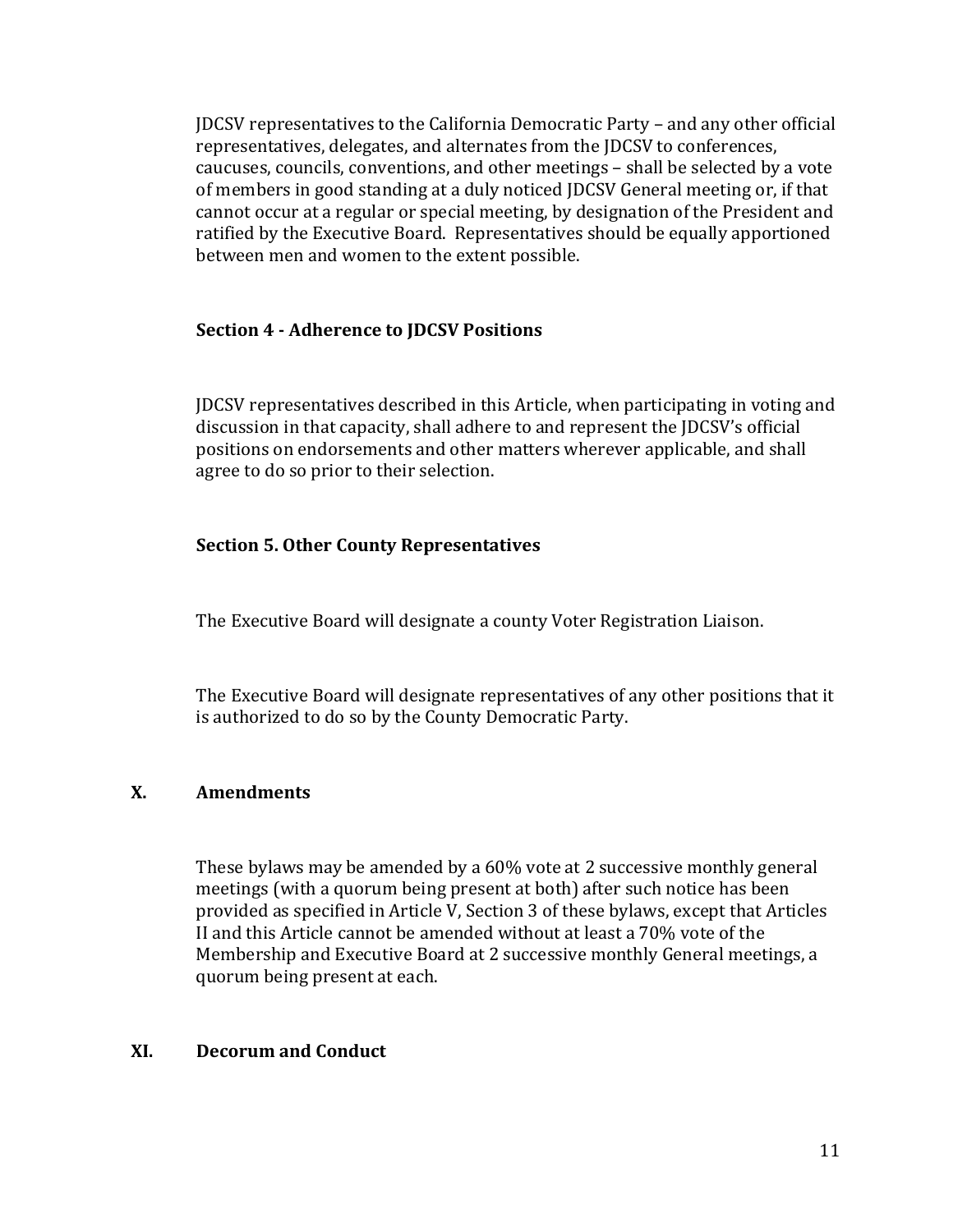JDCSV representatives to the California Democratic Party – and any other official representatives, delegates, and alternates from the JDCSV to conferences, caucuses, councils, conventions, and other meetings – shall be selected by a vote of members in good standing at a duly noticed JDCSV General meeting or, if that cannot occur at a regular or special meeting, by designation of the President and ratified by the Executive Board. Representatives should be equally apportioned between men and women to the extent possible.

### Section 4 - Adherence to JDCSV Positions

JDCSV representatives described in this Article, when participating in voting and discussion in that capacity, shall adhere to and represent the JDCSV's official positions on endorsements and other matters wherever applicable, and shall agree to do so prior to their selection.

### Section 5. Other County Representatives

The Executive Board will designate a county Voter Registration Liaison.

The Executive Board will designate representatives of any other positions that it is authorized to do so by the County Democratic Party.

## X. Amendments

These bylaws may be amended by a 60% vote at 2 successive monthly general meetings (with a quorum being present at both) after such notice has been provided as specified in Article V, Section 3 of these bylaws, except that Articles II and this Article cannot be amended without at least a 70% vote of the Membership and Executive Board at 2 successive monthly General meetings, a quorum being present at each.

## XI. Decorum and Conduct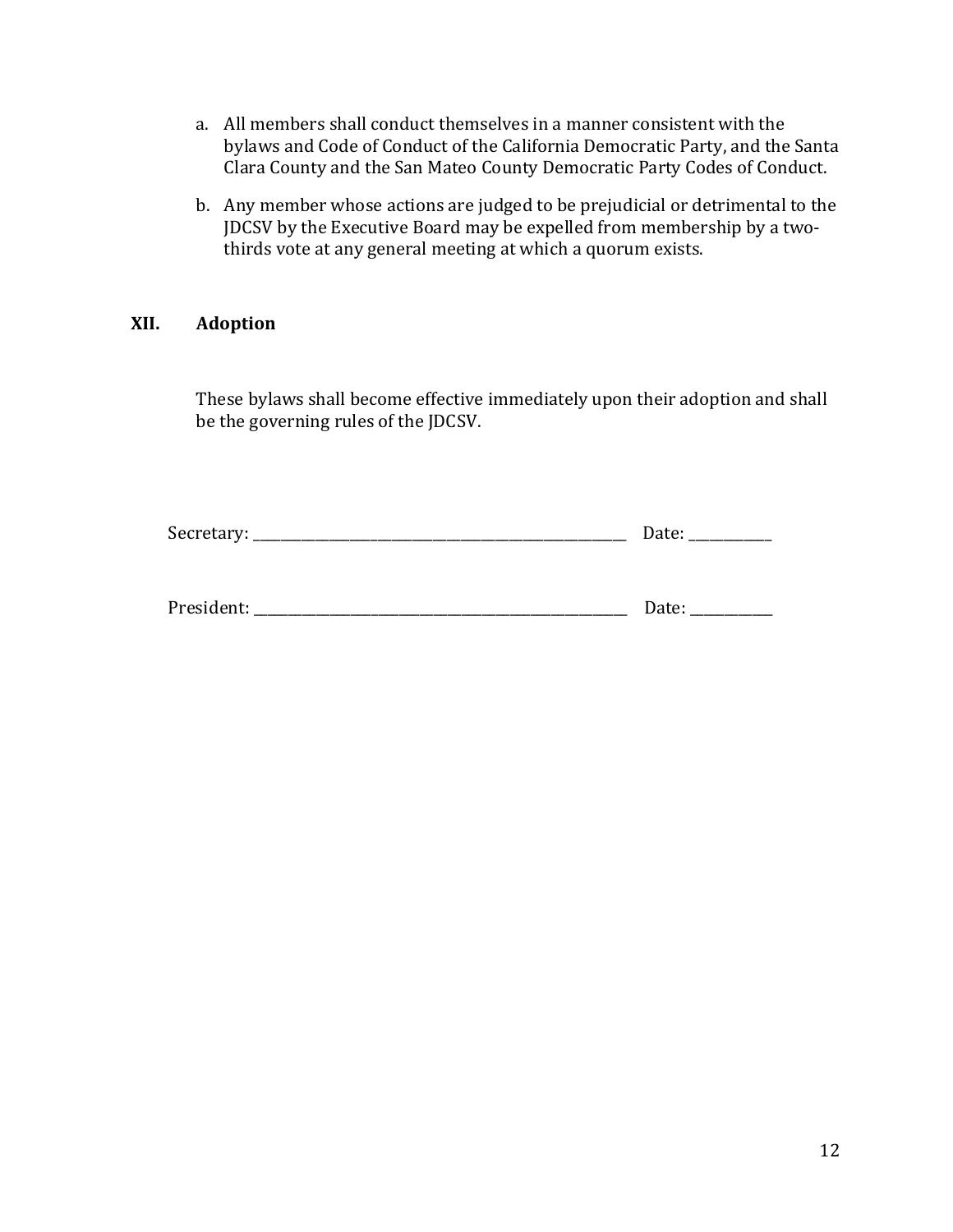a. All members shall conduct themselves in a manner consistent with the bylaws and Code of Conduct of the California Democratic Party, and the Santa Clara County and the San Mateo County Democratic Party Codes of Conduct.

b. Any member whose actions are judged to be prejudicial or detrimental to the JDCSV by the Executive Board may be expelled from membership by a two-thirds vote at any general meeting at which a quorum exists.

## XII. Adoption

These bylaws shall become effective immediately upon their adoption and shall be the governing rules of the JDCSV.

Secretary: ______________________________________________ Date: ___________

President: ______________________________________________ Date: ___________